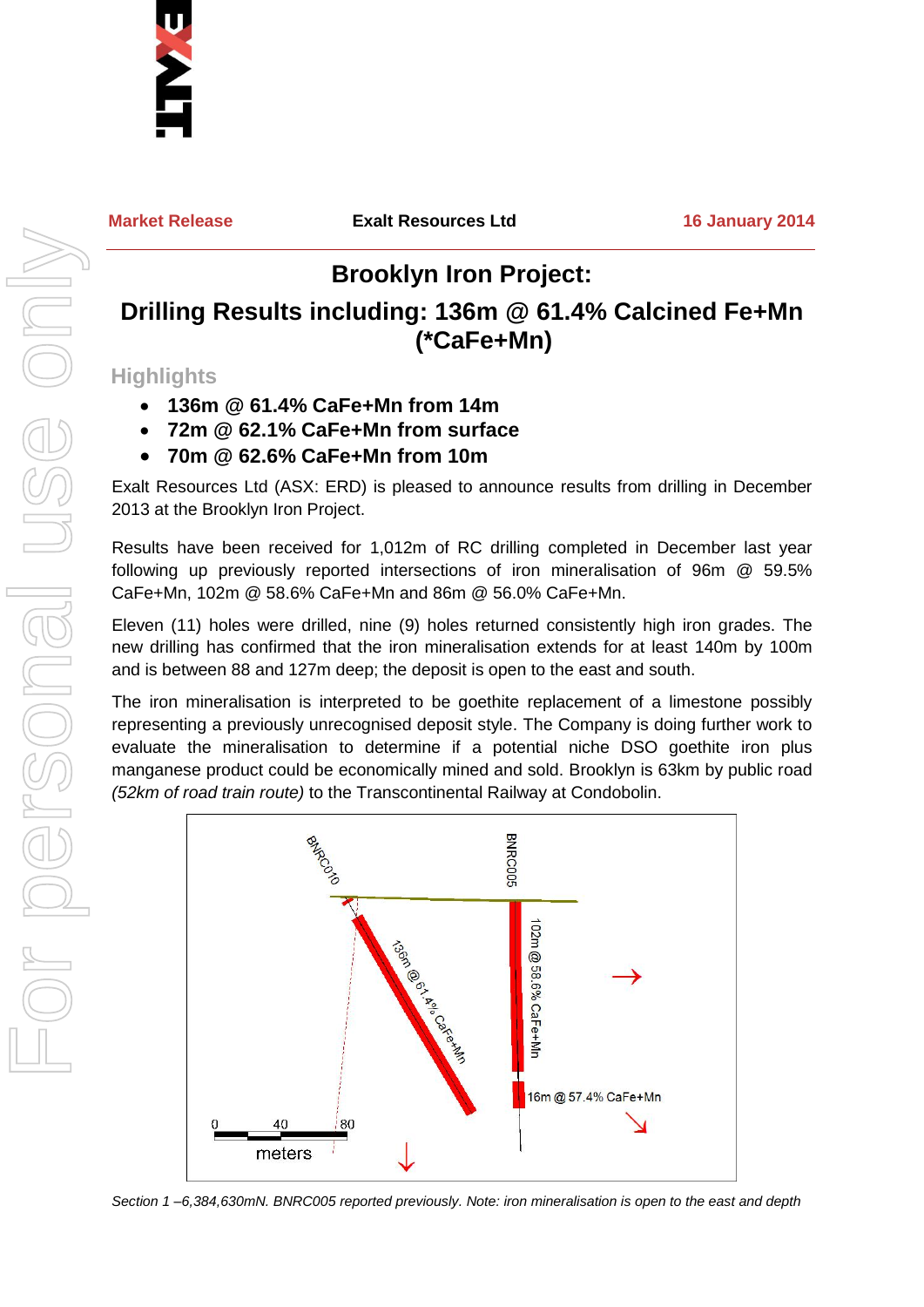**Market Release** | **Exalt Resources Ltd** | **16 January 2014**

# Brooklyn Iron Project:

## Drilling Results including: 136m @ 61.4% Calcined Fe+Mn (*CaFe+Mn)

### Highlights

- **136m @ 61.4% CaFe+Mn from 14m**
- **72m @ 62.1% CaFe+Mn from surface**
- **70m @ 62.6% CaFe+Mn from 10m**

Exalt Resources Ltd (ASX: ERD) is pleased to announce results from drilling in December 2013 at the Brooklyn Iron Project.

Results have been received for 1,012m of RC drilling completed in December last year following up previously reported intersections of iron mineralisation of 96m @ 59.5% CaFe+Mn, 102m @ 58.6% CaFe+Mn and 86m @ 56.0% CaFe+Mn.

Eleven (11) holes were drilled, nine (9) holes returned consistently high iron grades. The new drilling has confirmed that the iron mineralisation extends for at least 140m by 100m and is between 88 and 127m deep; the deposit is open to the east and south.

The iron mineralisation is interpreted to be goethite replacement of a limestone possibly representing a previously unrecognised deposit style. The Company is doing further work to evaluate the mineralisation to determine if a potential niche DSO goethite iron plus manganese product could be economically mined and sold. Brooklyn is 63km by public road *(52km of road train route)* to the Transcontinental Railway at Condobolin.

*Section 1 –6,384,630mN. BNRC005 reported previously. Note: iron mineralisation is open to the east and depth*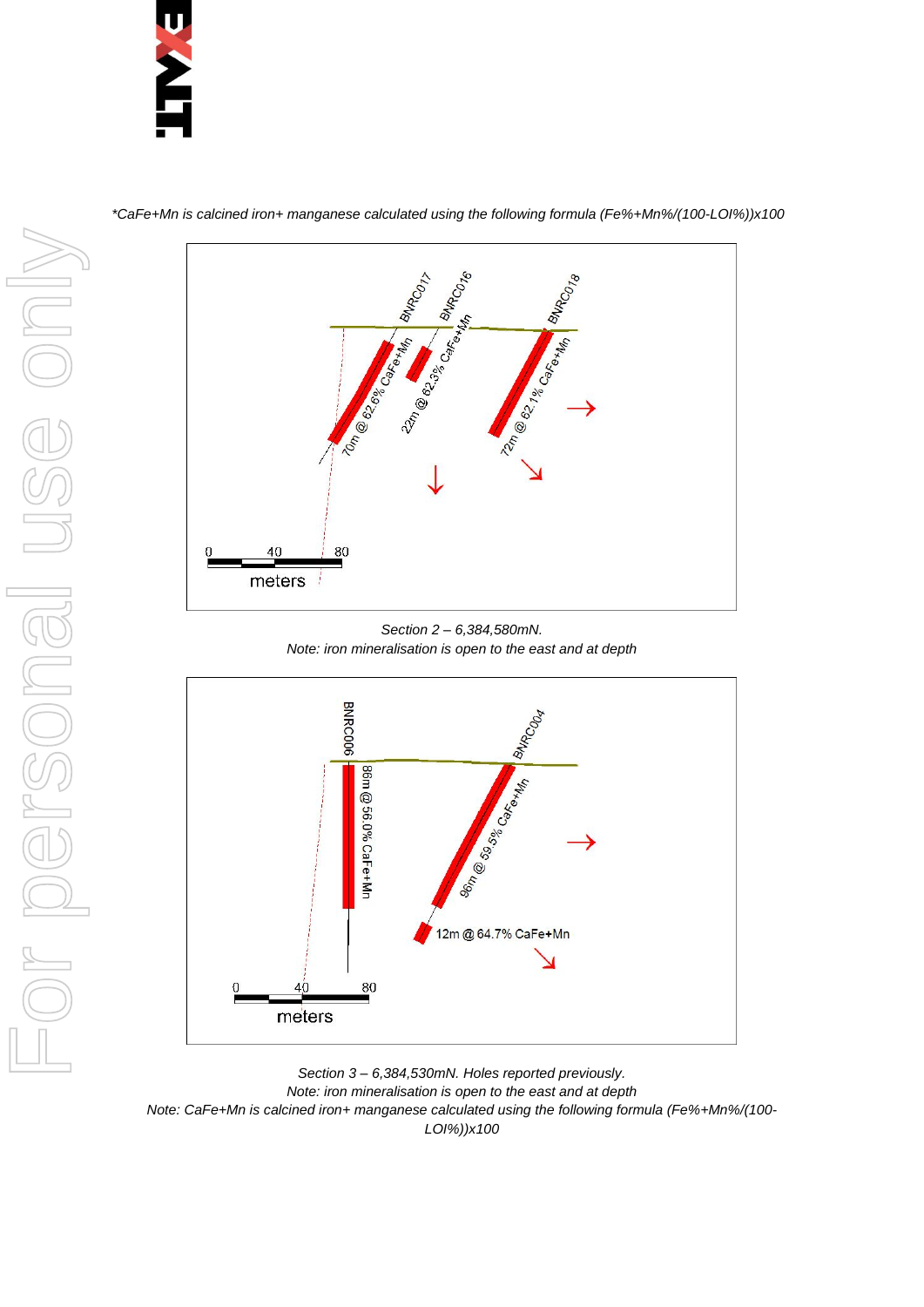*CaFe+Mn is calcined iron+ manganese calculated using the following formula (Fe%+Mn%/(100-LOI%))x100*

*Section 2 – 6,384,580mN.*
*Note: iron mineralisation is open to the east and at depth*

*Section 3 – 6,384,530mN. Holes reported previously.*
*Note: iron mineralisation is open to the east and at depth*
*Note: CaFe+Mn is calcined iron+ manganese calculated using the following formula (Fe%+Mn%/(100-LOI%))x100*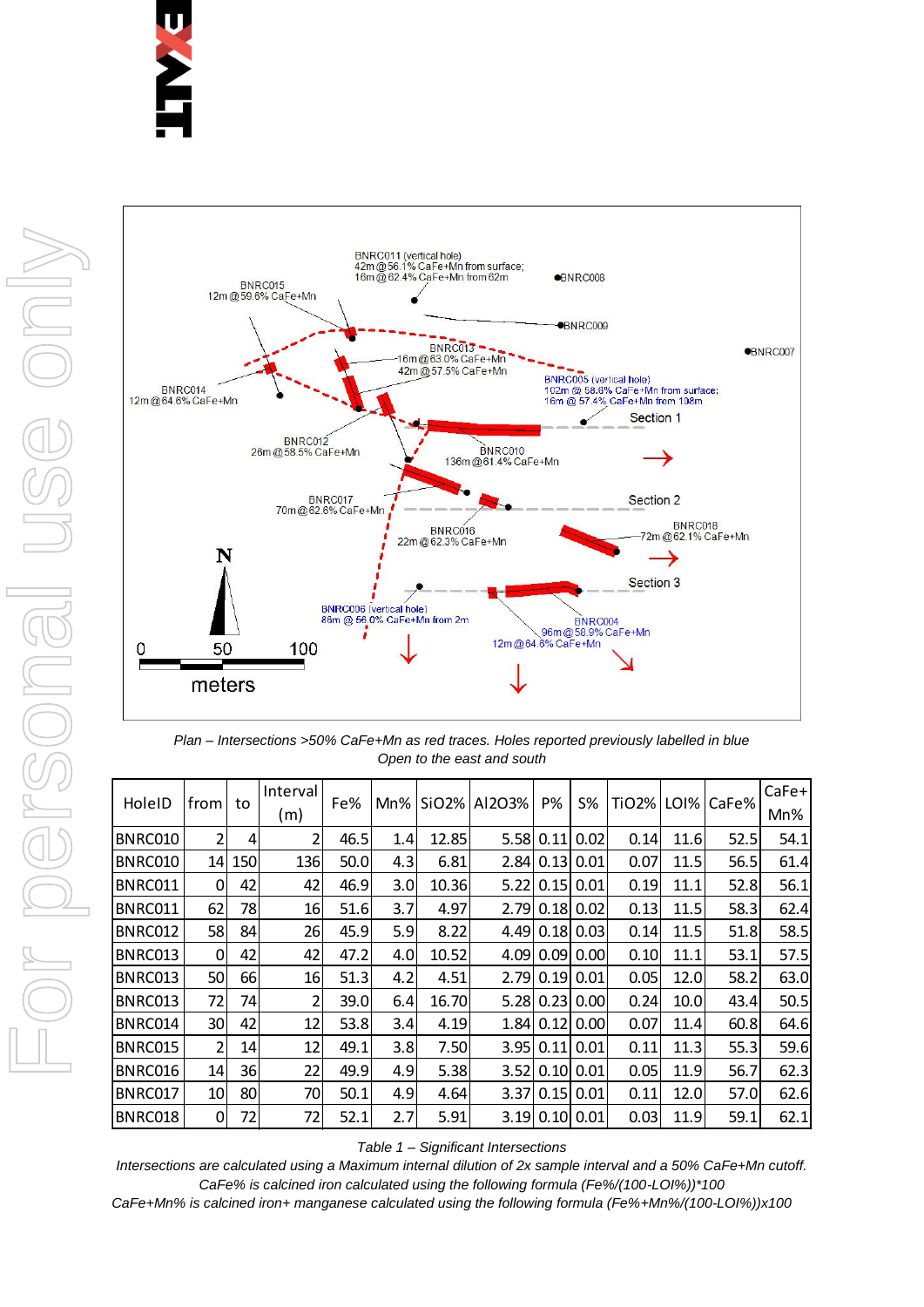*Plan – Intersections >50% CaFe+Mn as red traces. Holes reported previously labelled in blue*
*Open to the east and south*

| HoleID | from | to | Interval (m) | Fe% | Mn% | SiO2% | Al2O3% | P% | S% | TiO2% | LOI% | CaFe% | CaFe+ Mn% |
|---|---|---|---|---|---|---|---|---|---|---|---|---|---|
| BNRC010 | 2 | 4 | 2 | 46.5 | 1.4 | 12.85 | 5.58 | 0.11 | 0.02 | 0.14 | 11.6 | 52.5 | 54.1 |
| BNRC010 | 14 | 150 | 136 | 50.0 | 4.3 | 6.81 | 2.84 | 0.13 | 0.01 | 0.07 | 11.5 | 56.5 | 61.4 |
| BNRC011 | 0 | 42 | 42 | 46.9 | 3.0 | 10.36 | 5.22 | 0.15 | 0.01 | 0.19 | 11.1 | 52.8 | 56.1 |
| BNRC011 | 62 | 78 | 16 | 51.6 | 3.7 | 4.97 | 2.79 | 0.18 | 0.02 | 0.13 | 11.5 | 58.3 | 62.4 |
| BNRC012 | 58 | 84 | 26 | 45.9 | 5.9 | 8.22 | 4.49 | 0.18 | 0.03 | 0.14 | 11.5 | 51.8 | 58.5 |
| BNRC013 | 0 | 42 | 42 | 47.2 | 4.0 | 10.52 | 4.09 | 0.09 | 0.00 | 0.10 | 11.1 | 53.1 | 57.5 |
| BNRC013 | 50 | 66 | 16 | 51.3 | 4.2 | 4.51 | 2.79 | 0.19 | 0.01 | 0.05 | 12.0 | 58.2 | 63.0 |
| BNRC013 | 72 | 74 | 2 | 39.0 | 6.4 | 16.70 | 5.28 | 0.23 | 0.00 | 0.24 | 10.0 | 43.4 | 50.5 |
| BNRC014 | 30 | 42 | 12 | 53.8 | 3.4 | 4.19 | 1.84 | 0.12 | 0.00 | 0.07 | 11.4 | 60.8 | 64.6 |
| BNRC015 | 2 | 14 | 12 | 49.1 | 3.8 | 7.50 | 3.95 | 0.11 | 0.01 | 0.11 | 11.3 | 55.3 | 59.6 |
| BNRC016 | 14 | 36 | 22 | 49.9 | 4.9 | 5.38 | 3.52 | 0.10 | 0.01 | 0.05 | 11.9 | 56.7 | 62.3 |
| BNRC017 | 10 | 80 | 70 | 50.1 | 4.9 | 4.64 | 3.37 | 0.15 | 0.01 | 0.11 | 12.0 | 57.0 | 62.6 |
| BNRC018 | 0 | 72 | 72 | 52.1 | 2.7 | 5.91 | 3.19 | 0.10 | 0.01 | 0.03 | 11.9 | 59.1 | 62.1 |

*Table 1 – Significant Intersections*

*Intersections are calculated using a Maximum internal dilution of 2x sample interval and a 50% CaFe+Mn cutoff.*
*CaFe% is calcined iron calculated using the following formula (Fe%/(100-LOI%))\*100*
*CaFe+Mn% is calcined iron+ manganese calculated using the following formula (Fe%+Mn%/(100-LOI%))x100*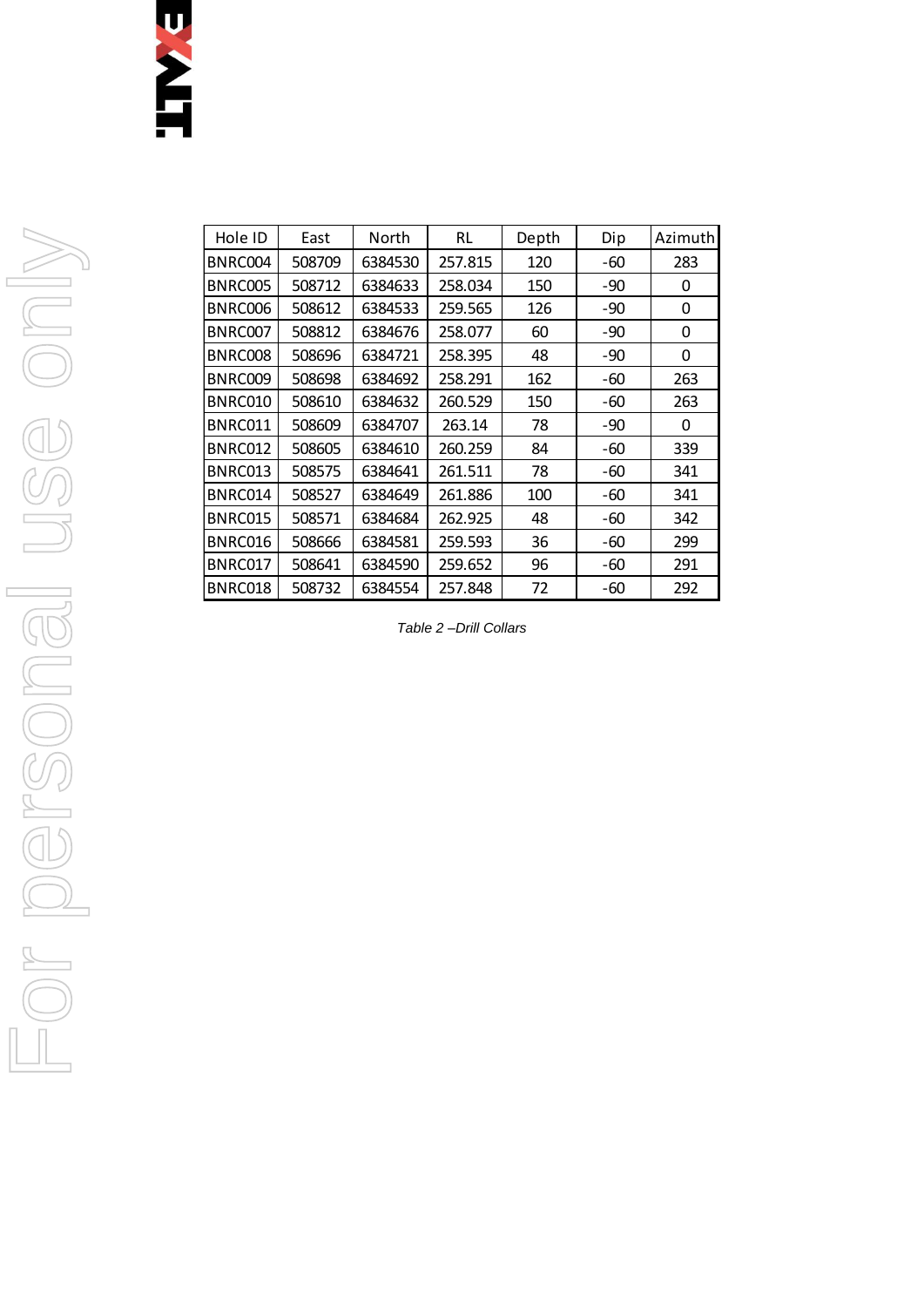| Hole ID | East | North | RL | Depth | Dip | Azimuth |
|---|---|---|---|---|---|---|
| BNRC004 | 508709 | 6384530 | 257.815 | 120 | -60 | 283 |
| BNRC005 | 508712 | 6384633 | 258.034 | 150 | -90 | 0 |
| BNRC006 | 508612 | 6384533 | 259.565 | 126 | -90 | 0 |
| BNRC007 | 508812 | 6384676 | 258.077 | 60 | -90 | 0 |
| BNRC008 | 508696 | 6384721 | 258.395 | 48 | -90 | 0 |
| BNRC009 | 508698 | 6384692 | 258.291 | 162 | -60 | 263 |
| BNRC010 | 508610 | 6384632 | 260.529 | 150 | -60 | 263 |
| BNRC011 | 508609 | 6384707 | 263.14 | 78 | -90 | 0 |
| BNRC012 | 508605 | 6384610 | 260.259 | 84 | -60 | 339 |
| BNRC013 | 508575 | 6384641 | 261.511 | 78 | -60 | 341 |
| BNRC014 | 508527 | 6384649 | 261.886 | 100 | -60 | 341 |
| BNRC015 | 508571 | 6384684 | 262.925 | 48 | -60 | 342 |
| BNRC016 | 508666 | 6384581 | 259.593 | 36 | -60 | 299 |
| BNRC017 | 508641 | 6384590 | 259.652 | 96 | -60 | 291 |
| BNRC018 | 508732 | 6384554 | 257.848 | 72 | -60 | 292 |

*Table 2 –Drill Collars*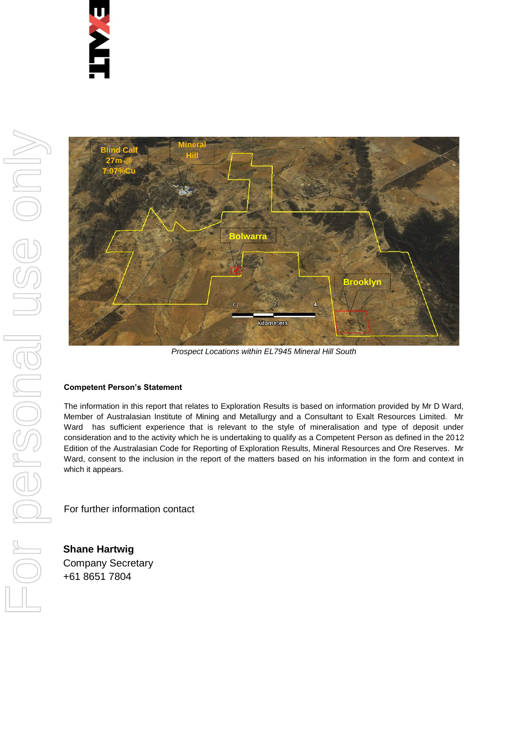*Prospect Locations within EL7945 Mineral Hill South*

**Competent Person's Statement**

The information in this report that relates to Exploration Results is based on information provided by Mr D Ward, Member of Australasian Institute of Mining and Metallurgy and a Consultant to Exalt Resources Limited. Mr Ward has sufficient experience that is relevant to the style of mineralisation and type of deposit under consideration and to the activity which he is undertaking to qualify as a Competent Person as defined in the 2012 Edition of the Australasian Code for Reporting of Exploration Results, Mineral Resources and Ore Reserves. Mr Ward, consent to the inclusion in the report of the matters based on his information in the form and context in which it appears.

For further information contact

**Shane Hartwig**
Company Secretary
+61 8651 7804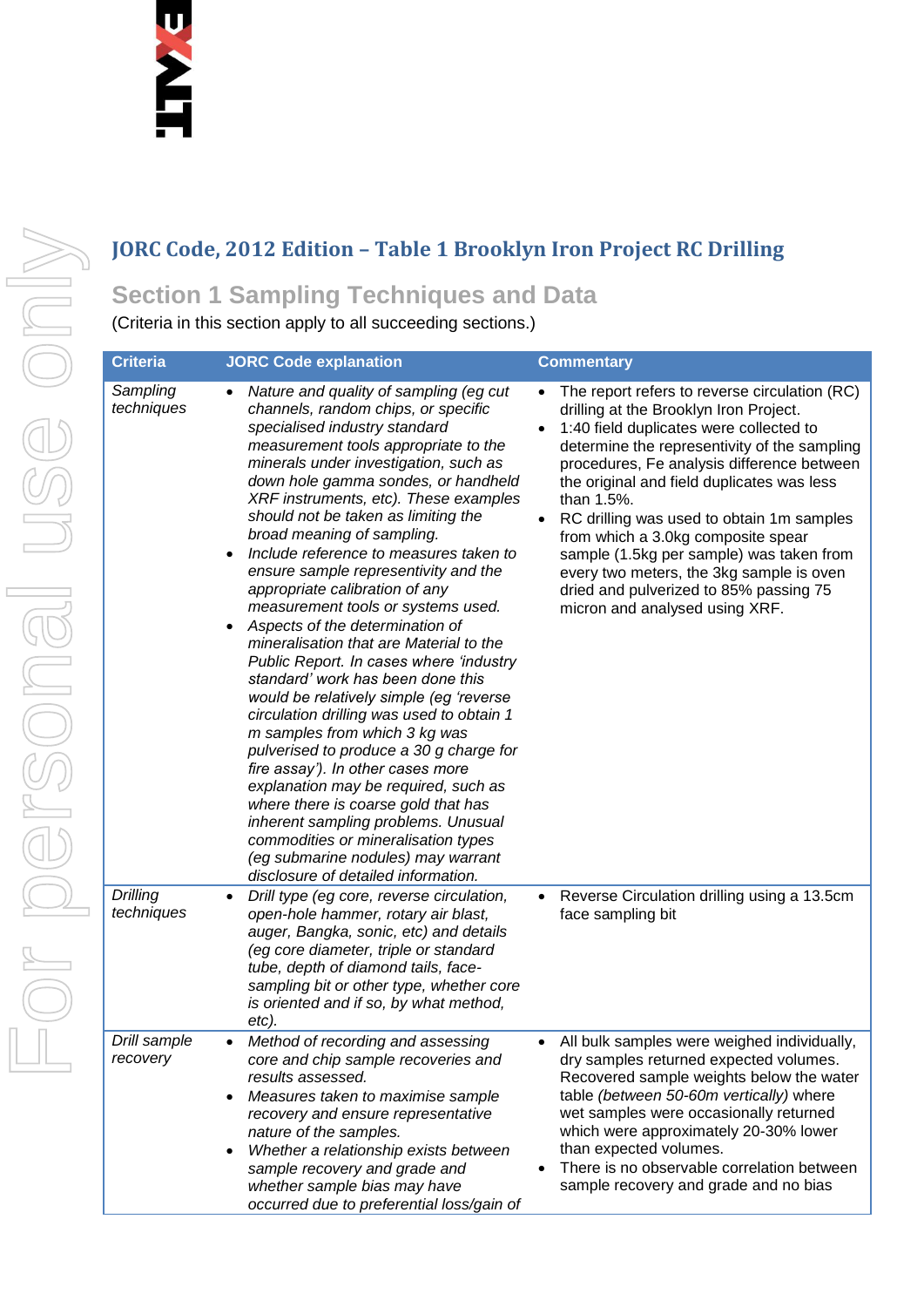## JORC Code, 2012 Edition – Table 1 Brooklyn Iron Project RC Drilling

### Section 1 Sampling Techniques and Data

(Criteria in this section apply to all succeeding sections.)

| Criteria | JORC Code explanation | Commentary |
|---|---|---|
| *Sampling techniques* | • *Nature and quality of sampling (eg cut channels, random chips, or specific specialised industry standard measurement tools appropriate to the minerals under investigation, such as down hole gamma sondes, or handheld XRF instruments, etc). These examples should not be taken as limiting the broad meaning of sampling.*<br>• *Include reference to measures taken to ensure sample representivity and the appropriate calibration of any measurement tools or systems used.*<br>• *Aspects of the determination of mineralisation that are Material to the Public Report. In cases where 'industry standard' work has been done this would be relatively simple (eg 'reverse circulation drilling was used to obtain 1 m samples from which 3 kg was pulverised to produce a 30 g charge for fire assay'). In other cases more explanation may be required, such as where there is coarse gold that has inherent sampling problems. Unusual commodities or mineralisation types (eg submarine nodules) may warrant disclosure of detailed information.* | • The report refers to reverse circulation (RC) drilling at the Brooklyn Iron Project.<br>• 1:40 field duplicates were collected to determine the representivity of the sampling procedures, Fe analysis difference between the original and field duplicates was less than 1.5%.<br>• RC drilling was used to obtain 1m samples from which a 3.0kg composite spear sample (1.5kg per sample) was taken from every two meters, the 3kg sample is oven dried and pulverized to 85% passing 75 micron and analysed using XRF. |
| *Drilling techniques* | • *Drill type (eg core, reverse circulation, open-hole hammer, rotary air blast, auger, Bangka, sonic, etc) and details (eg core diameter, triple or standard tube, depth of diamond tails, face-sampling bit or other type, whether core is oriented and if so, by what method, etc).* | • Reverse Circulation drilling using a 13.5cm face sampling bit |
| *Drill sample recovery* | • *Method of recording and assessing core and chip sample recoveries and results assessed.*<br>• *Measures taken to maximise sample recovery and ensure representative nature of the samples.*<br>• *Whether a relationship exists between sample recovery and grade and whether sample bias may have occurred due to preferential loss/gain of* | • All bulk samples were weighed individually, dry samples returned expected volumes. Recovered sample weights below the water table *(between 50-60m vertically)* where wet samples were occasionally returned which were approximately 20-30% lower than expected volumes.<br>• There is no observable correlation between sample recovery and grade and no bias |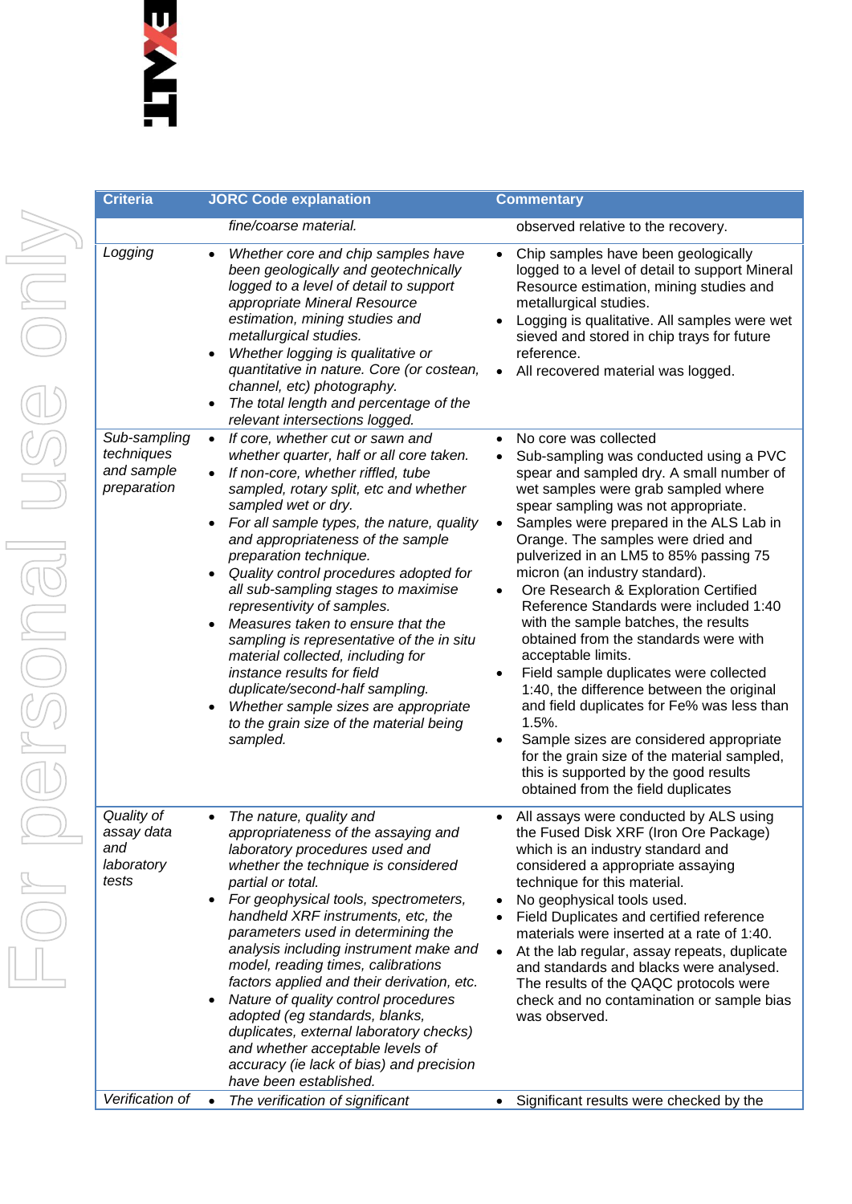| Criteria | JORC Code explanation | Commentary |
|---|---|---|
| | *fine/coarse material.* | observed relative to the recovery. |
| *Logging* | • *Whether core and chip samples have been geologically and geotechnically logged to a level of detail to support appropriate Mineral Resource estimation, mining studies and metallurgical studies.*<br>• *Whether logging is qualitative or quantitative in nature. Core (or costean, channel, etc) photography.*<br>• *The total length and percentage of the relevant intersections logged.* | • Chip samples have been geologically logged to a level of detail to support Mineral Resource estimation, mining studies and metallurgical studies.<br>• Logging is qualitative. All samples were wet sieved and stored in chip trays for future reference.<br>• All recovered material was logged. |
| *Sub-sampling techniques and sample preparation* | • *If core, whether cut or sawn and whether quarter, half or all core taken.*<br>• *If non-core, whether riffled, tube sampled, rotary split, etc and whether sampled wet or dry.*<br>• *For all sample types, the nature, quality and appropriateness of the sample preparation technique.*<br>• *Quality control procedures adopted for all sub-sampling stages to maximise representivity of samples.*<br>• *Measures taken to ensure that the sampling is representative of the in situ material collected, including for instance results for field duplicate/second-half sampling.*<br>• *Whether sample sizes are appropriate to the grain size of the material being sampled.* | • No core was collected<br>• Sub-sampling was conducted using a PVC spear and sampled dry. A small number of wet samples were grab sampled where spear sampling was not appropriate.<br>• Samples were prepared in the ALS Lab in Orange. The samples were dried and pulverized in an LM5 to 85% passing 75 micron (an industry standard).<br>• Ore Research & Exploration Certified Reference Standards were included 1:40 with the sample batches, the results obtained from the standards were with acceptable limits.<br>• Field sample duplicates were collected 1:40, the difference between the original and field duplicates for Fe% was less than 1.5%.<br>• Sample sizes are considered appropriate for the grain size of the material sampled, this is supported by the good results obtained from the field duplicates |
| *Quality of assay data and laboratory tests* | • *The nature, quality and appropriateness of the assaying and laboratory procedures used and whether the technique is considered partial or total.*<br>• *For geophysical tools, spectrometers, handheld XRF instruments, etc, the parameters used in determining the analysis including instrument make and model, reading times, calibrations factors applied and their derivation, etc.*<br>• *Nature of quality control procedures adopted (eg standards, blanks, duplicates, external laboratory checks) and whether acceptable levels of accuracy (ie lack of bias) and precision have been established.* | • All assays were conducted by ALS using the Fused Disk XRF (Iron Ore Package) which is an industry standard and considered a appropriate assaying technique for this material.<br>• No geophysical tools used.<br>• Field Duplicates and certified reference materials were inserted at a rate of 1:40.<br>• At the lab regular, assay repeats, duplicate and standards and blacks were analysed. The results of the QAQC protocols were check and no contamination or sample bias was observed. |
| *Verification of* | • *The verification of significant* | • Significant results were checked by the |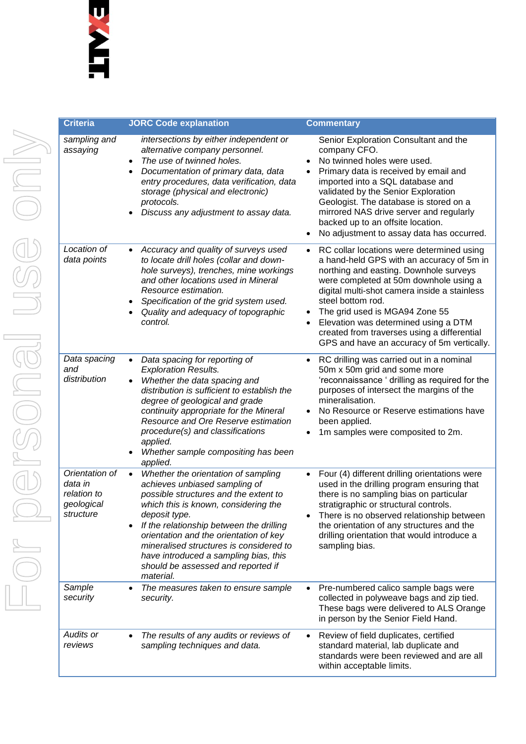| Criteria | JORC Code explanation | Commentary |
|---|---|---|
| *sampling and assaying* | *intersections by either independent or alternative company personnel.*<br>• *The use of twinned holes.*<br>• *Documentation of primary data, data entry procedures, data verification, data storage (physical and electronic) protocols.*<br>• *Discuss any adjustment to assay data.* | Senior Exploration Consultant and the company CFO.<br>• No twinned holes were used.<br>• Primary data is received by email and imported into a SQL database and validated by the Senior Exploration Geologist. The database is stored on a mirrored NAS drive server and regularly backed up to an offsite location.<br>• No adjustment to assay data has occurred. |
| *Location of data points* | • *Accuracy and quality of surveys used to locate drill holes (collar and down-hole surveys), trenches, mine workings and other locations used in Mineral Resource estimation.*<br>• *Specification of the grid system used.*<br>• *Quality and adequacy of topographic control.* | • RC collar locations were determined using a hand-held GPS with an accuracy of 5m in northing and easting. Downhole surveys were completed at 50m downhole using a digital multi-shot camera inside a stainless steel bottom rod.<br>• The grid used is MGA94 Zone 55<br>• Elevation was determined using a DTM created from traverses using a differential GPS and have an accuracy of 5m vertically. |
| *Data spacing and distribution* | • *Data spacing for reporting of Exploration Results.*<br>• *Whether the data spacing and distribution is sufficient to establish the degree of geological and grade continuity appropriate for the Mineral Resource and Ore Reserve estimation procedure(s) and classifications applied.*<br>• *Whether sample compositing has been applied.* | • RC drilling was carried out in a nominal 50m x 50m grid and some more 'reconnaissance ' drilling as required for the purposes of intersect the margins of the mineralisation.<br>• No Resource or Reserve estimations have been applied.<br>• 1m samples were composited to 2m. |
| *Orientation of data in relation to geological structure* | • *Whether the orientation of sampling achieves unbiased sampling of possible structures and the extent to which this is known, considering the deposit type.*<br>• *If the relationship between the drilling orientation and the orientation of key mineralised structures is considered to have introduced a sampling bias, this should be assessed and reported if material.* | • Four (4) different drilling orientations were used in the drilling program ensuring that there is no sampling bias on particular stratigraphic or structural controls.<br>• There is no observed relationship between the orientation of any structures and the drilling orientation that would introduce a sampling bias. |
| *Sample security* | • *The measures taken to ensure sample security.* | • Pre-numbered calico sample bags were collected in polyweave bags and zip tied. These bags were delivered to ALS Orange in person by the Senior Field Hand. |
| *Audits or reviews* | • *The results of any audits or reviews of sampling techniques and data.* | • Review of field duplicates, certified standard material, lab duplicate and standards were been reviewed and are all within acceptable limits. |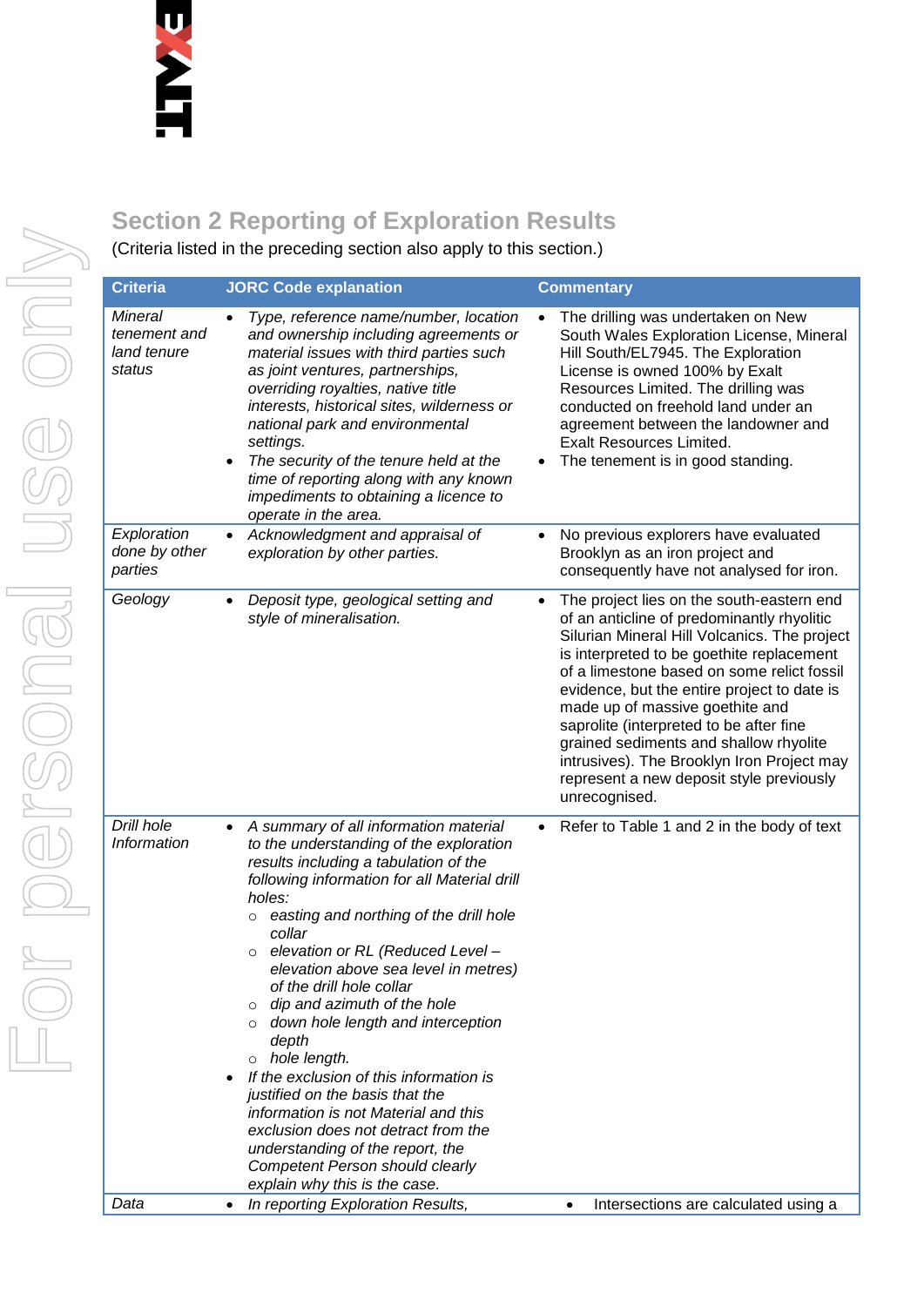## Section 2 Reporting of Exploration Results

(Criteria listed in the preceding section also apply to this section.)

| Criteria | JORC Code explanation | Commentary |
|---|---|---|
| *Mineral tenement and land tenure status* | • *Type, reference name/number, location and ownership including agreements or material issues with third parties such as joint ventures, partnerships, overriding royalties, native title interests, historical sites, wilderness or national park and environmental settings.*<br>• *The security of the tenure held at the time of reporting along with any known impediments to obtaining a licence to operate in the area.* | • The drilling was undertaken on New South Wales Exploration License, Mineral Hill South/EL7945. The Exploration License is owned 100% by Exalt Resources Limited. The drilling was conducted on freehold land under an agreement between the landowner and Exalt Resources Limited.<br>• The tenement is in good standing. |
| *Exploration done by other parties* | • *Acknowledgment and appraisal of exploration by other parties.* | • No previous explorers have evaluated Brooklyn as an iron project and consequently have not analysed for iron. |
| *Geology* | • *Deposit type, geological setting and style of mineralisation.* | • The project lies on the south-eastern end of an anticline of predominantly rhyolitic Silurian Mineral Hill Volcanics. The project is interpreted to be goethite replacement of a limestone based on some relict fossil evidence, but the entire project to date is made up of massive goethite and saprolite (interpreted to be after fine grained sediments and shallow rhyolite intrusives). The Brooklyn Iron Project may represent a new deposit style previously unrecognised. |
| *Drill hole Information* | • *A summary of all information material to the understanding of the exploration results including a tabulation of the following information for all Material drill holes:*<br>  ○ *easting and northing of the drill hole collar*<br>  ○ *elevation or RL (Reduced Level – elevation above sea level in metres) of the drill hole collar*<br>  ○ *dip and azimuth of the hole*<br>  ○ *down hole length and interception depth*<br>  ○ *hole length.*<br>• *If the exclusion of this information is justified on the basis that the information is not Material and this exclusion does not detract from the understanding of the report, the Competent Person should clearly explain why this is the case.* | • Refer to Table 1 and 2 in the body of text |
| *Data* | • *In reporting Exploration Results,* | • Intersections are calculated using a |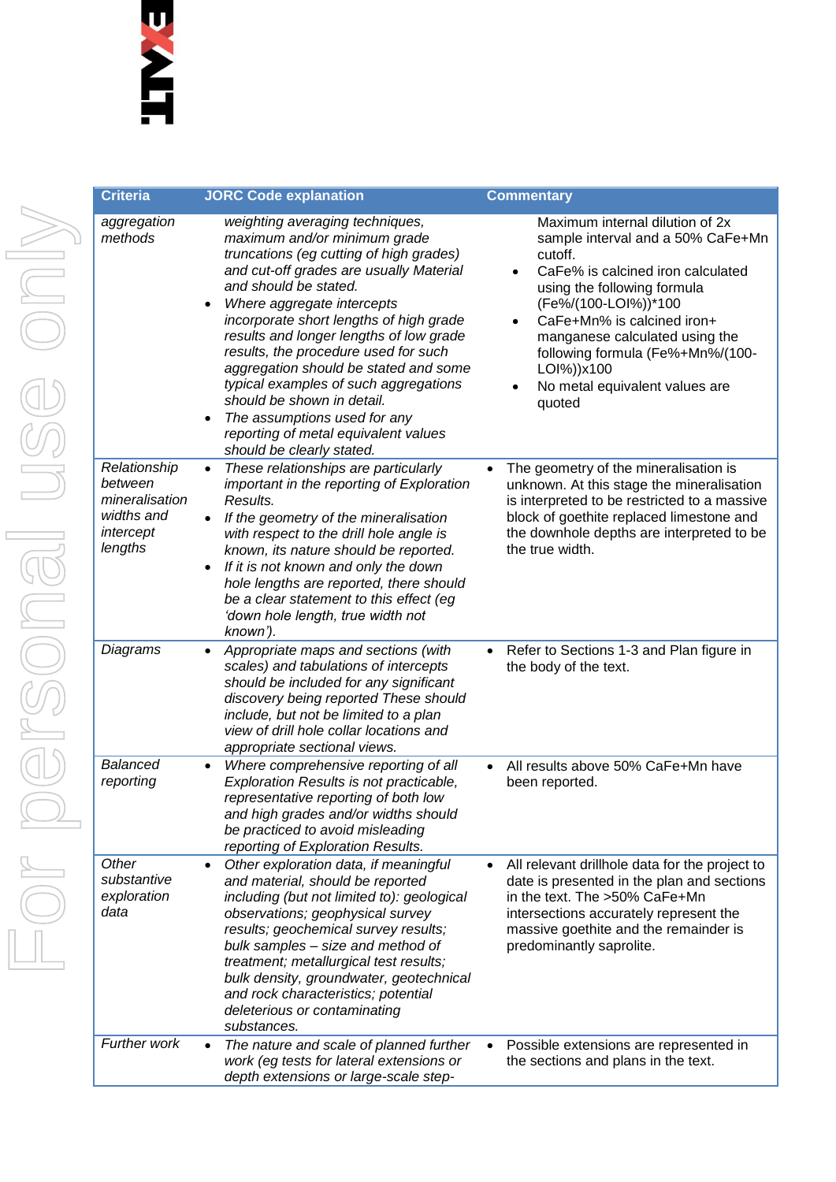| Criteria | JORC Code explanation | Commentary |
|---|---|---|
| *aggregation methods* | *weighting averaging techniques, maximum and/or minimum grade truncations (eg cutting of high grades) and cut-off grades are usually Material and should be stated.*<br>• *Where aggregate intercepts incorporate short lengths of high grade results and longer lengths of low grade results, the procedure used for such aggregation should be stated and some typical examples of such aggregations should be shown in detail.*<br>• *The assumptions used for any reporting of metal equivalent values should be clearly stated.* | Maximum internal dilution of 2x sample interval and a 50% CaFe+Mn cutoff.<br>• CaFe% is calcined iron calculated using the following formula (Fe%/(100-LOI%))*100<br>• CaFe+Mn% is calcined iron+ manganese calculated using the following formula (Fe%+Mn%/(100-LOI%))x100<br>• No metal equivalent values are quoted |
| *Relationship between mineralisation widths and intercept lengths* | • *These relationships are particularly important in the reporting of Exploration Results.*<br>• *If the geometry of the mineralisation with respect to the drill hole angle is known, its nature should be reported.*<br>• *If it is not known and only the down hole lengths are reported, there should be a clear statement to this effect (eg 'down hole length, true width not known').* | • The geometry of the mineralisation is unknown. At this stage the mineralisation is interpreted to be restricted to a massive block of goethite replaced limestone and the downhole depths are interpreted to be the true width. |
| *Diagrams* | • *Appropriate maps and sections (with scales) and tabulations of intercepts should be included for any significant discovery being reported These should include, but not be limited to a plan view of drill hole collar locations and appropriate sectional views.* | • Refer to Sections 1-3 and Plan figure in the body of the text. |
| *Balanced reporting* | • *Where comprehensive reporting of all Exploration Results is not practicable, representative reporting of both low and high grades and/or widths should be practiced to avoid misleading reporting of Exploration Results.* | • All results above 50% CaFe+Mn have been reported. |
| *Other substantive exploration data* | • *Other exploration data, if meaningful and material, should be reported including (but not limited to): geological observations; geophysical survey results; geochemical survey results; bulk samples – size and method of treatment; metallurgical test results; bulk density, groundwater, geotechnical and rock characteristics; potential deleterious or contaminating substances.* | • All relevant drillhole data for the project to date is presented in the plan and sections in the text. The >50% CaFe+Mn intersections accurately represent the massive goethite and the remainder is predominantly saprolite. |
| *Further work* | • *The nature and scale of planned further work (eg tests for lateral extensions or depth extensions or large-scale step-* | • Possible extensions are represented in the sections and plans in the text. |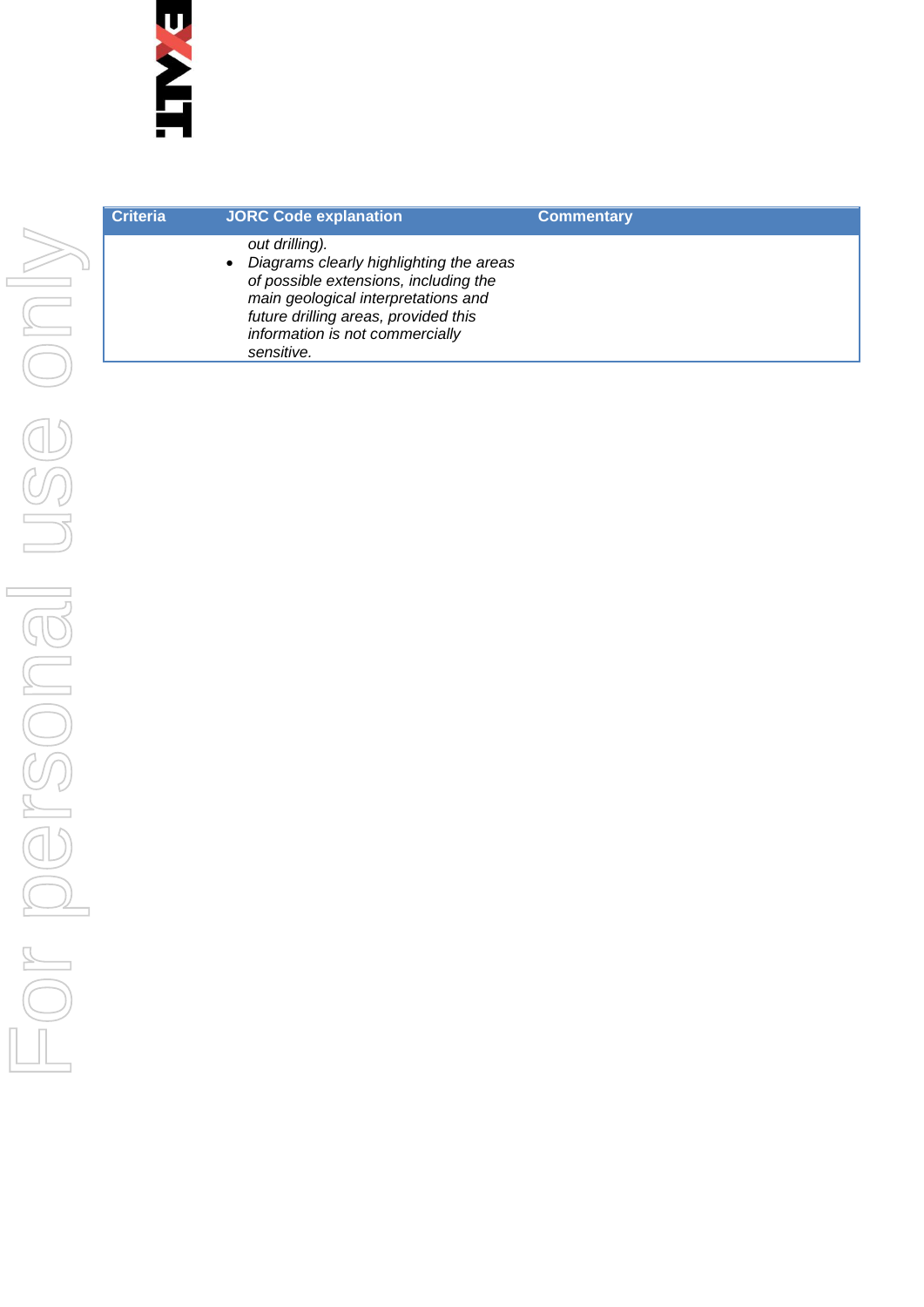| Criteria | JORC Code explanation | Commentary |
|---|---|---|
| | *out drilling).*<br>• *Diagrams clearly highlighting the areas of possible extensions, including the main geological interpretations and future drilling areas, provided this information is not commercially sensitive.* | |